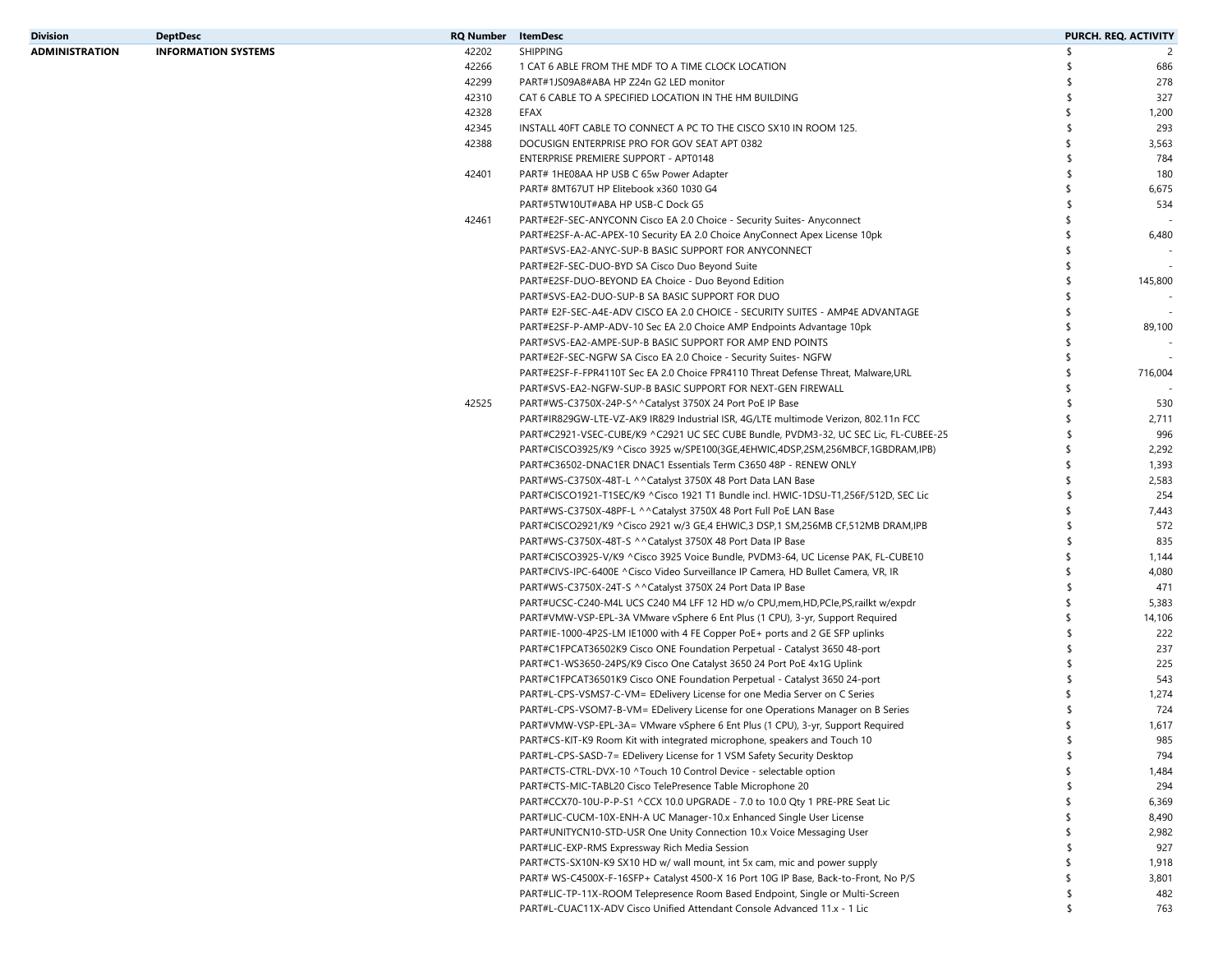| Division | DeptDesc | RQ Number | ItemDesc | PURCH. REQ. ACTIVITY |
|---|---|---|---|---|
| ADMINISTRATION | INFORMATION SYSTEMS | 42202 | SHIPPING | $ 2 |
| | | 42266 | 1 CAT 6 ABLE FROM THE MDF TO A TIME CLOCK LOCATION | $ 686 |
| | | 42299 | PART#1JS09A8#ABA HP Z24n G2 LED monitor | $ 278 |
| | | 42310 | CAT 6 CABLE TO A SPECIFIED LOCATION IN THE HM BUILDING | $ 327 |
| | | 42328 | EFAX | $ 1,200 |
| | | 42345 | INSTALL 40FT CABLE TO CONNECT A PC TO THE CISCO SX10 IN ROOM 125. | $ 293 |
| | | 42388 | DOCUSIGN ENTERPRISE PRO FOR GOV SEAT APT 0382 | $ 3,563 |
| | | | ENTERPRISE PREMIERE SUPPORT - APT0148 | $ 784 |
| | | 42401 | PART# 1HE08AA HP USB C 65w Power Adapter | $ 180 |
| | | | PART# 8MT67UT HP Elitebook x360 1030 G4 | $ 6,675 |
| | | | PART#5TW10UT#ABA HP USB-C Dock G5 | $ 534 |
| | | 42461 | PART#E2F-SEC-ANYCONN Cisco EA 2.0 Choice - Security Suites- Anyconnect | $ - |
| | | | PART#E2SF-A-AC-APEX-10 Security EA 2.0 Choice AnyConnect Apex License 10pk | $ 6,480 |
| | | | PART#SVS-EA2-ANYC-SUP-B BASIC SUPPORT FOR ANYCONNECT | $ - |
| | | | PART#E2F-SEC-DUO-BYD SA Cisco Duo Beyond Suite | $ - |
| | | | PART#E2SF-DUO-BEYOND EA Choice - Duo Beyond Edition | $ 145,800 |
| | | | PART#SVS-EA2-DUO-SUP-B SA BASIC SUPPORT FOR DUO | $ - |
| | | | PART# E2F-SEC-A4E-ADV CISCO EA 2.0 CHOICE - SECURITY SUITES - AMP4E ADVANTAGE | $ - |
| | | | PART#E2SF-P-AMP-ADV-10 Sec EA 2.0 Choice AMP Endpoints Advantage 10pk | $ 89,100 |
| | | | PART#SVS-EA2-AMPE-SUP-B BASIC SUPPORT FOR AMP END POINTS | $ - |
| | | | PART#E2F-SEC-NGFW SA Cisco EA 2.0 Choice - Security Suites- NGFW | $ - |
| | | | PART#E2SF-F-FPR4110T Sec EA 2.0 Choice FPR4110 Threat Defense Threat, Malware,URL | $ 716,004 |
| | | | PART#SVS-EA2-NGFW-SUP-B BASIC SUPPORT FOR NEXT-GEN FIREWALL | $ - |
| | | 42525 | PART#WS-C3750X-24P-S^^Catalyst 3750X 24 Port PoE IP Base | $ 530 |
| | | | PART#IR829GW-LTE-VZ-AK9 IR829 Industrial ISR, 4G/LTE multimode Verizon, 802.11n FCC | $ 2,711 |
| | | | PART#C2921-VSEC-CUBE/K9 ^C2921 UC SEC CUBE Bundle, PVDM3-32, UC SEC Lic, FL-CUBEE-25 | $ 996 |
| | | | PART#CISCO3925/K9 ^Cisco 3925 w/SPE100(3GE,4EHWIC,4DSP,2SM,256MBCF,1GBDRAM,IPB) | $ 2,292 |
| | | | PART#C36502-DNAC1ER DNAC1 Essentials Term C3650 48P - RENEW ONLY | $ 1,393 |
| | | | PART#WS-C3750X-48T-L ^^Catalyst 3750X 48 Port Data LAN Base | $ 2,583 |
| | | | PART#CISCO1921-T1SEC/K9 ^Cisco 1921 T1 Bundle incl. HWIC-1DSU-T1,256F/512D, SEC Lic | $ 254 |
| | | | PART#WS-C3750X-48PF-L ^^Catalyst 3750X 48 Port Full PoE LAN Base | $ 7,443 |
| | | | PART#CISCO2921/K9 ^Cisco 2921 w/3 GE,4 EHWIC,3 DSP,1 SM,256MB CF,512MB DRAM,IPB | $ 572 |
| | | | PART#WS-C3750X-48T-S ^^Catalyst 3750X 48 Port Data IP Base | $ 835 |
| | | | PART#CISCO3925-V/K9 ^Cisco 3925 Voice Bundle, PVDM3-64, UC License PAK, FL-CUBE10 | $ 1,144 |
| | | | PART#CIVS-IPC-6400E ^Cisco Video Surveillance IP Camera, HD Bullet Camera, VR, IR | $ 4,080 |
| | | | PART#WS-C3750X-24T-S ^^Catalyst 3750X 24 Port Data IP Base | $ 471 |
| | | | PART#UCSC-C240-M4L UCS C240 M4 LFF 12 HD w/o CPU,mem,HD,PCIe,PS,railkt w/expdr | $ 5,383 |
| | | | PART#VMW-VSP-EPL-3A VMware vSphere 6 Ent Plus (1 CPU), 3-yr, Support Required | $ 14,106 |
| | | | PART#IE-1000-4P2S-LM IE1000 with 4 FE Copper PoE+ ports and 2 GE SFP uplinks | $ 222 |
| | | | PART#C1FPCAT36502K9 Cisco ONE Foundation Perpetual - Catalyst 3650 48-port | $ 237 |
| | | | PART#C1-WS3650-24PS/K9 Cisco One Catalyst 3650 24 Port PoE 4x1G Uplink | $ 225 |
| | | | PART#C1FPCAT36501K9 Cisco ONE Foundation Perpetual - Catalyst 3650 24-port | $ 543 |
| | | | PART#L-CPS-VSMS7-C-VM= EDelivery License for one Media Server on C Series | $ 1,274 |
| | | | PART#L-CPS-VSOM7-B-VM= EDelivery License for one Operations Manager on B Series | $ 724 |
| | | | PART#VMW-VSP-EPL-3A= VMware vSphere 6 Ent Plus (1 CPU), 3-yr, Support Required | $ 1,617 |
| | | | PART#CS-KIT-K9 Room Kit with integrated microphone, speakers and Touch 10 | $ 985 |
| | | | PART#L-CPS-SASD-7= EDelivery License for 1 VSM Safety Security Desktop | $ 794 |
| | | | PART#CTS-CTRL-DVX-10 ^Touch 10 Control Device - selectable option | $ 1,484 |
| | | | PART#CTS-MIC-TABL20 Cisco TelePresence Table Microphone 20 | $ 294 |
| | | | PART#CCX70-10U-P-P-S1 ^CCX 10.0 UPGRADE - 7.0 to 10.0 Qty 1 PRE-PRE Seat Lic | $ 6,369 |
| | | | PART#LIC-CUCM-10X-ENH-A UC Manager-10.x Enhanced Single User License | $ 8,490 |
| | | | PART#UNITYCN10-STD-USR One Unity Connection 10.x Voice Messaging User | $ 2,982 |
| | | | PART#LIC-EXP-RMS Expressway Rich Media Session | $ 927 |
| | | | PART#CTS-SX10N-K9 SX10 HD w/ wall mount, int 5x cam, mic and power supply | $ 1,918 |
| | | | PART# WS-C4500X-F-16SFP+ Catalyst 4500-X 16 Port 10G IP Base, Back-to-Front, No P/S | $ 3,801 |
| | | | PART#LIC-TP-11X-ROOM Telepresence Room Based Endpoint, Single or Multi-Screen | $ 482 |
| | | | PART#L-CUAC11X-ADV Cisco Unified Attendant Console Advanced 11.x - 1 Lic | $ 763 |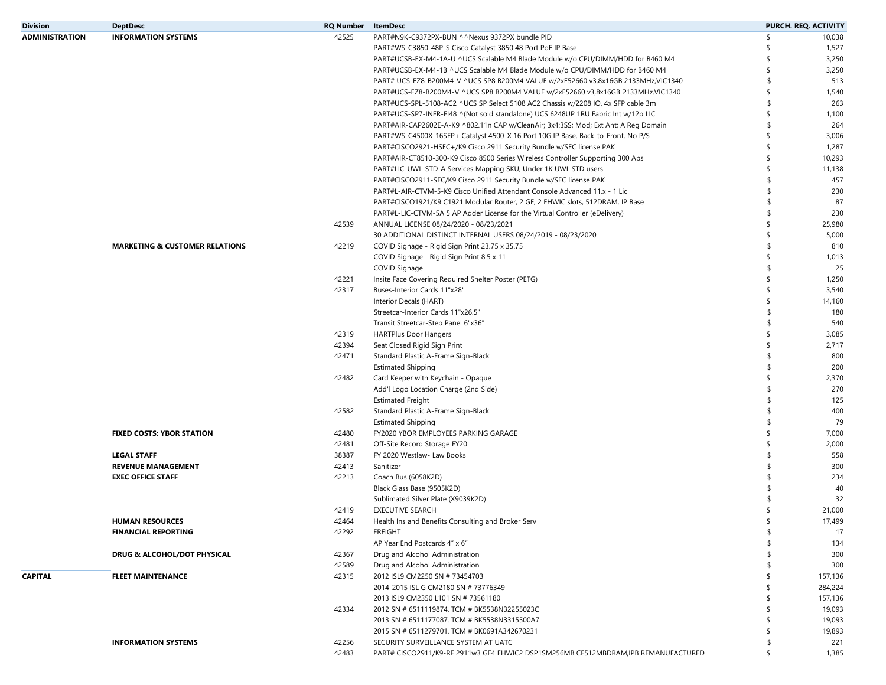| Division | DeptDesc | RQ Number | ItemDesc | PURCH. REQ. ACTIVITY |
|---|---|---|---|---|
| **ADMINISTRATION** | **INFORMATION SYSTEMS** | 42525 | PART#N9K-C9372PX-BUN ^^Nexus 9372PX bundle PID | $ 10,038 |
| | | | PART#WS-C3850-48P-S Cisco Catalyst 3850 48 Port PoE IP Base | $ 1,527 |
| | | | PART#UCSB-EX-M4-1A-U ^UCS Scalable M4 Blade Module w/o CPU/DIMM/HDD for B460 M4 | $ 3,250 |
| | | | PART#UCSB-EX-M4-1B ^UCS Scalable M4 Blade Module w/o CPU/DIMM/HDD for B460 M4 | $ 3,250 |
| | | | PART# UCS-EZ8-B200M4-V ^UCS SP8 B200M4 VALUE w/2xE52660 v3,8x16GB 2133MHz,VIC1340 | $ 513 |
| | | | PART#UCS-EZ8-B200M4-V ^UCS SP8 B200M4 VALUE w/2xE52660 v3,8x16GB 2133MHz,VIC1340 | $ 1,540 |
| | | | PART#UCS-SPL-5108-AC2 ^UCS SP Select 5108 AC2 Chassis w/2208 IO, 4x SFP cable 3m | $ 263 |
| | | | PART#UCS-SP7-INFR-FI48 ^(Not sold standalone) UCS 6248UP 1RU Fabric Int w/12p LIC | $ 1,100 |
| | | | PART#AIR-CAP2602E-A-K9 ^802.11n CAP w/CleanAir; 3x4:3SS; Mod; Ext Ant; A Reg Domain | $ 264 |
| | | | PART#WS-C4500X-16SFP+ Catalyst 4500-X 16 Port 10G IP Base, Back-to-Front, No P/S | $ 3,006 |
| | | | PART#CISCO2921-HSEC+/K9 Cisco 2911 Security Bundle w/SEC license PAK | $ 1,287 |
| | | | PART#AIR-CT8510-300-K9 Cisco 8500 Series Wireless Controller Supporting 300 Aps | $ 10,293 |
| | | | PART#LIC-UWL-STD-A Services Mapping SKU, Under 1K UWL STD users | $ 11,138 |
| | | | PART#CISCO2911-SEC/K9 Cisco 2911 Security Bundle w/SEC license PAK | $ 457 |
| | | | PART#L-AIR-CTVM-5-K9 Cisco Unified Attendant Console Advanced 11.x - 1 Lic | $ 230 |
| | | | PART#CISCO1921/K9 C1921 Modular Router, 2 GE, 2 EHWIC slots, 512DRAM, IP Base | $ 87 |
| | | | PART#L-LIC-CTVM-5A 5 AP Adder License for the Virtual Controller (eDelivery) | $ 230 |
| | | 42539 | ANNUAL LICENSE 08/24/2020 - 08/23/2021 | $ 25,980 |
| | | | 30 ADDITIONAL DISTINCT INTERNAL USERS 08/24/2019 - 08/23/2020 | $ 5,000 |
| | **MARKETING & CUSTOMER RELATIONS** | 42219 | COVID Signage - Rigid Sign Print 23.75 x 35.75 | $ 810 |
| | | | COVID Signage - Rigid Sign Print 8.5 x 11 | $ 1,013 |
| | | | COVID Signage | $ 25 |
| | | 42221 | Insite Face Covering Required Shelter Poster (PETG) | $ 1,250 |
| | | 42317 | Buses-Interior Cards 11"x28" | $ 3,540 |
| | | | Interior Decals (HART) | $ 14,160 |
| | | | Streetcar-Interior Cards 11"x26.5" | $ 180 |
| | | | Transit Streetcar-Step Panel 6"x36" | $ 540 |
| | | 42319 | HARTPlus Door Hangers | $ 3,085 |
| | | 42394 | Seat Closed Rigid Sign Print | $ 2,717 |
| | | 42471 | Standard Plastic A-Frame Sign-Black | $ 800 |
| | | | Estimated Shipping | $ 200 |
| | | 42482 | Card Keeper with Keychain - Opaque | $ 2,370 |
| | | | Add'l Logo Location Charge (2nd Side) | $ 270 |
| | | | Estimated Freight | $ 125 |
| | | 42582 | Standard Plastic A-Frame Sign-Black | $ 400 |
| | | | Estimated Shipping | $ 79 |
| | **FIXED COSTS: YBOR STATION** | 42480 | FY2020 YBOR EMPLOYEES PARKING GARAGE | $ 7,000 |
| | | 42481 | Off-Site Record Storage FY20 | $ 2,000 |
| | **LEGAL STAFF** | 38387 | FY 2020 Westlaw- Law Books | $ 558 |
| | **REVENUE MANAGEMENT** | 42413 | Sanitizer | $ 300 |
| | **EXEC OFFICE STAFF** | 42213 | Coach Bus (6058K2D) | $ 234 |
| | | | Black Glass Base (9505K2D) | $ 40 |
| | | | Sublimated Silver Plate (X9039K2D) | $ 32 |
| | | 42419 | EXECUTIVE SEARCH | $ 21,000 |
| | **HUMAN RESOURCES** | 42464 | Health Ins and Benefits Consulting and Broker Serv | $ 17,499 |
| | **FINANCIAL REPORTING** | 42292 | FREIGHT | $ 17 |
| | | | AP Year End Postcards 4" x 6" | $ 134 |
| | **DRUG & ALCOHOL/DOT PHYSICAL** | 42367 | Drug and Alcohol Administration | $ 300 |
| | | 42589 | Drug and Alcohol Administration | $ 300 |
| **CAPITAL** | **FLEET MAINTENANCE** | 42315 | 2012 ISL9 CM2250 SN # 73454703 | $ 157,136 |
| | | | 2014-2015 ISL G CM2180 SN # 73776349 | $ 284,224 |
| | | | 2013 ISL9 CM2350 L101 SN # 73561180 | $ 157,136 |
| | | 42334 | 2012 SN # 6511119874. TCM # BK5538N32255023C | $ 19,093 |
| | | | 2013 SN # 6511177087. TCM # BK5538N3315500A7 | $ 19,093 |
| | | | 2015 SN # 6511279701. TCM # BK0691A342670231 | $ 19,893 |
| | **INFORMATION SYSTEMS** | 42256 | SECURITY SURVEILLANCE SYSTEM AT UATC | $ 221 |
| | | 42483 | PART# CISCO2911/K9-RF 2911w3 GE4 EHWIC2 DSP1SM256MB CF512MBDRAM,IPB REMANUFACTURED | $ 1,385 |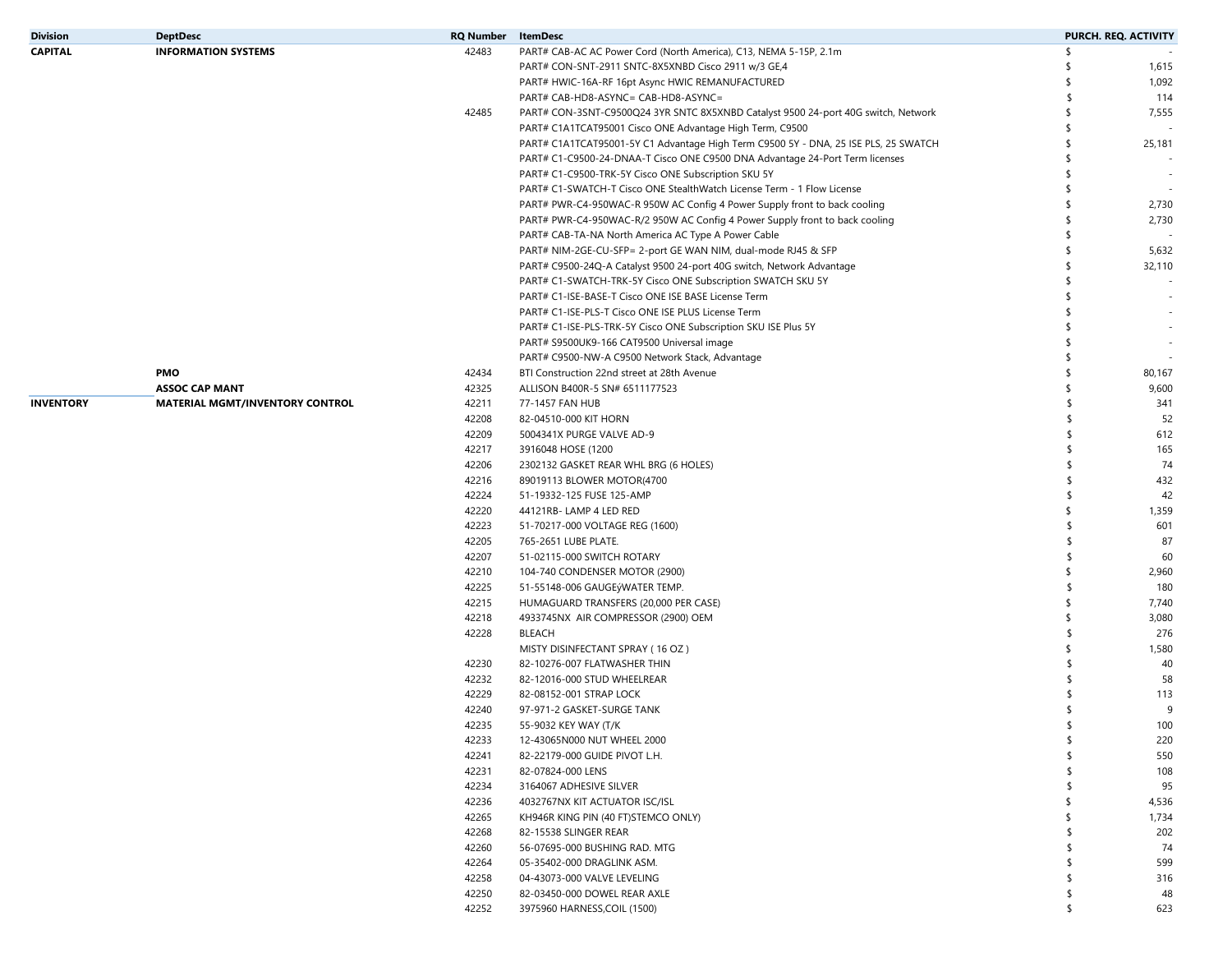| Division | DeptDesc | RQ Number | ItemDesc | PURCH. REQ. ACTIVITY |
|---|---|---|---|---|
| **CAPITAL** | **INFORMATION SYSTEMS** | 42483 | PART# CAB-AC AC Power Cord (North America), C13, NEMA 5-15P, 2.1m | $ - |
| | | | PART# CON-SNT-2911 SNTC-8X5XNBD Cisco 2911 w/3 GE,4 | $ 1,615 |
| | | | PART# HWIC-16A-RF 16pt Async HWIC REMANUFACTURED | $ 1,092 |
| | | | PART# CAB-HD8-ASYNC= CAB-HD8-ASYNC= | $ 114 |
| | | 42485 | PART# CON-3SNT-C9500Q24 3YR SNTC 8X5XNBD Catalyst 9500 24-port 40G switch, Network | $ 7,555 |
| | | | PART# C1A1TCAT95001 Cisco ONE Advantage High Term, C9500 | $ - |
| | | | PART# C1A1TCAT95001-5Y C1 Advantage High Term C9500 5Y - DNA, 25 ISE PLS, 25 SWATCH | $ 25,181 |
| | | | PART# C1-C9500-24-DNAA-T Cisco ONE C9500 DNA Advantage 24-Port Term licenses | $ - |
| | | | PART# C1-C9500-TRK-5Y Cisco ONE Subscription SKU 5Y | $ - |
| | | | PART# C1-SWATCH-T Cisco ONE StealthWatch License Term - 1 Flow License | $ - |
| | | | PART# PWR-C4-950WAC-R 950W AC Config 4 Power Supply front to back cooling | $ 2,730 |
| | | | PART# PWR-C4-950WAC-R/2 950W AC Config 4 Power Supply front to back cooling | $ 2,730 |
| | | | PART# CAB-TA-NA North America AC Type A Power Cable | $ - |
| | | | PART# NIM-2GE-CU-SFP= 2-port GE WAN NIM, dual-mode RJ45 & SFP | $ 5,632 |
| | | | PART# C9500-24Q-A Catalyst 9500 24-port 40G switch, Network Advantage | $ 32,110 |
| | | | PART# C1-SWATCH-TRK-5Y Cisco ONE Subscription SWATCH SKU 5Y | $ - |
| | | | PART# C1-ISE-BASE-T Cisco ONE ISE BASE License Term | $ - |
| | | | PART# C1-ISE-PLS-T Cisco ONE ISE PLUS License Term | $ - |
| | | | PART# C1-ISE-PLS-TRK-5Y Cisco ONE Subscription SKU ISE Plus 5Y | $ - |
| | | | PART# S9500UK9-166 CAT9500 Universal image | $ - |
| | | | PART# C9500-NW-A C9500 Network Stack, Advantage | $ - |
| | **PMO** | 42434 | BTI Construction 22nd street at 28th Avenue | $ 80,167 |
| | **ASSOC CAP MANT** | 42325 | ALLISON B400R-5 SN# 6511177523 | $ 9,600 |
| **INVENTORY** | **MATERIAL MGMT/INVENTORY CONTROL** | 42211 | 77-1457 FAN HUB | $ 341 |
| | | 42208 | 82-04510-000 KIT HORN | $ 52 |
| | | 42209 | 5004341X PURGE VALVE AD-9 | $ 612 |
| | | 42217 | 3916048 HOSE (1200 | $ 165 |
| | | 42206 | 2302132 GASKET REAR WHL BRG (6 HOLES) | $ 74 |
| | | 42216 | 89019113 BLOWER MOTOR(4700 | $ 432 |
| | | 42224 | 51-19332-125 FUSE 125-AMP | $ 42 |
| | | 42220 | 44121RB- LAMP 4 LED RED | $ 1,359 |
| | | 42223 | 51-70217-000 VOLTAGE REG (1600) | $ 601 |
| | | 42205 | 765-2651 LUBE PLATE. | $ 87 |
| | | 42207 | 51-02115-000 SWITCH ROTARY | $ 60 |
| | | 42210 | 104-740 CONDENSER MOTOR (2900) | $ 2,960 |
| | | 42225 | 51-55148-006 GAUGEÿWATER TEMP. | $ 180 |
| | | 42215 | HUMAGUARD TRANSFERS (20,000 PER CASE) | $ 7,740 |
| | | 42218 | 4933745NX AIR COMPRESSOR (2900) OEM | $ 3,080 |
| | | 42228 | BLEACH | $ 276 |
| | | | MISTY DISINFECTANT SPRAY ( 16 OZ ) | $ 1,580 |
| | | 42230 | 82-10276-007 FLATWASHER THIN | $ 40 |
| | | 42232 | 82-12016-000 STUD WHEELREAR | $ 58 |
| | | 42229 | 82-08152-001 STRAP LOCK | $ 113 |
| | | 42240 | 97-971-2 GASKET-SURGE TANK | $ 9 |
| | | 42235 | 55-9032 KEY WAY (T/K | $ 100 |
| | | 42233 | 12-43065N000 NUT WHEEL 2000 | $ 220 |
| | | 42241 | 82-22179-000 GUIDE PIVOT L.H. | $ 550 |
| | | 42231 | 82-07824-000 LENS | $ 108 |
| | | 42234 | 3164067 ADHESIVE SILVER | $ 95 |
| | | 42236 | 4032767NX KIT ACTUATOR ISC/ISL | $ 4,536 |
| | | 42265 | KH946R KING PIN (40 FT)STEMCO ONLY) | $ 1,734 |
| | | 42268 | 82-15538 SLINGER REAR | $ 202 |
| | | 42260 | 56-07695-000 BUSHING RAD. MTG | $ 74 |
| | | 42264 | 05-35402-000 DRAGLINK ASM. | $ 599 |
| | | 42258 | 04-43073-000 VALVE LEVELING | $ 316 |
| | | 42250 | 82-03450-000 DOWEL REAR AXLE | $ 48 |
| | | 42252 | 3975960 HARNESS,COIL (1500) | $ 623 |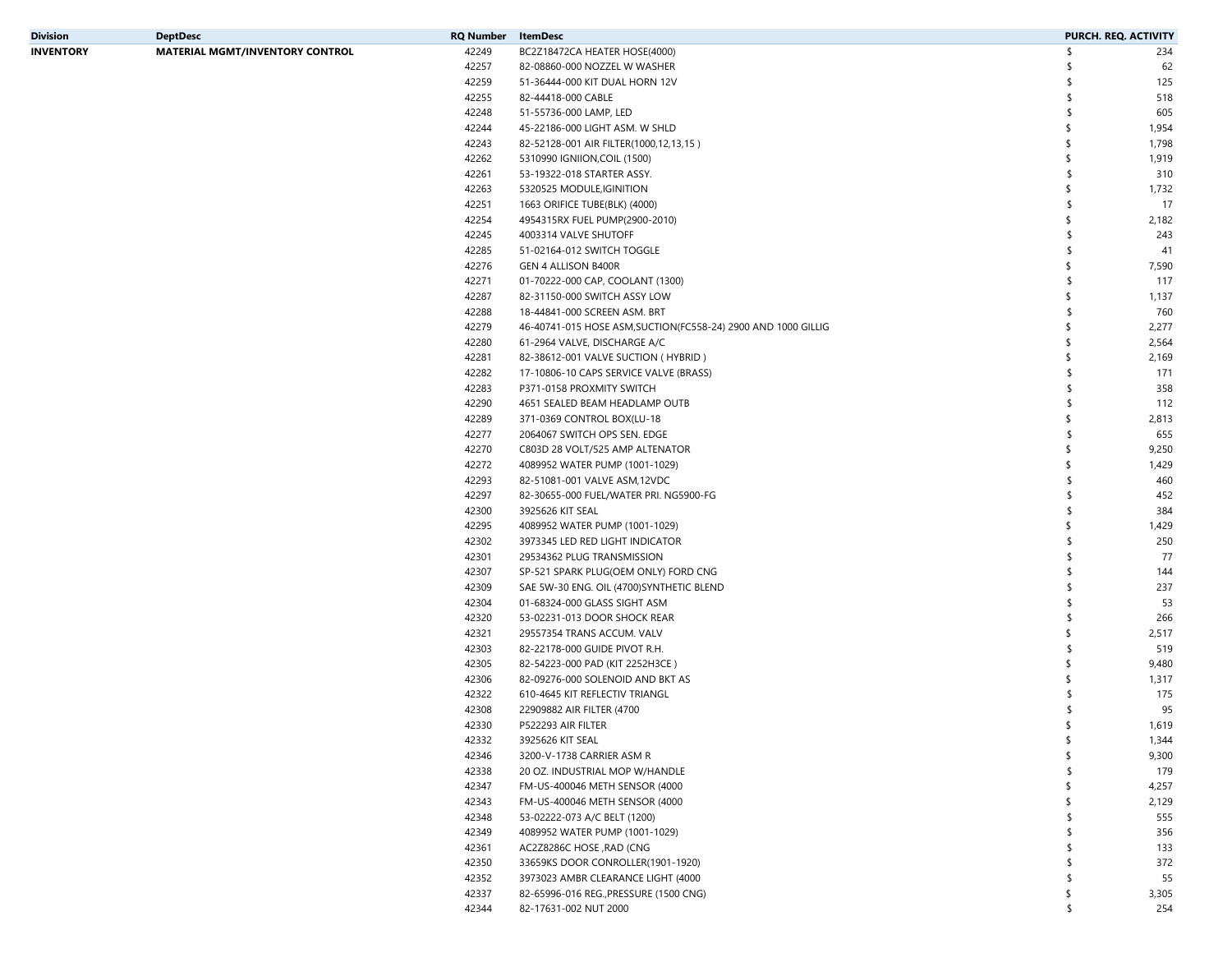| Division | DeptDesc | RQ Number | ItemDesc | PURCH. REQ. ACTIVITY |
|---|---|---|---|---|
| **INVENTORY** | **MATERIAL MGMT/INVENTORY CONTROL** | 42249 | BC2Z18472CA HEATER HOSE(4000) | $ 234 |
| | | 42257 | 82-08860-000 NOZZEL W WASHER | $ 62 |
| | | 42259 | 51-36444-000 KIT DUAL HORN 12V | $ 125 |
| | | 42255 | 82-44418-000 CABLE | $ 518 |
| | | 42248 | 51-55736-000 LAMP, LED | $ 605 |
| | | 42244 | 45-22186-000 LIGHT ASM. W SHLD | $ 1,954 |
| | | 42243 | 82-52128-001 AIR FILTER(1000,12,13,15 ) | $ 1,798 |
| | | 42262 | 5310990 IGNIION,COIL (1500) | $ 1,919 |
| | | 42261 | 53-19322-018 STARTER ASSY. | $ 310 |
| | | 42263 | 5320525 MODULE,IGINITION | $ 1,732 |
| | | 42251 | 1663 ORIFICE TUBE(BLK) (4000) | $ 17 |
| | | 42254 | 4954315RX FUEL PUMP(2900-2010) | $ 2,182 |
| | | 42245 | 4003314 VALVE SHUTOFF | $ 243 |
| | | 42285 | 51-02164-012 SWITCH TOGGLE | $ 41 |
| | | 42276 | GEN 4 ALLISON B400R | $ 7,590 |
| | | 42271 | 01-70222-000 CAP, COOLANT (1300) | $ 117 |
| | | 42287 | 82-31150-000 SWITCH ASSY LOW | $ 1,137 |
| | | 42288 | 18-44841-000 SCREEN ASM. BRT | $ 760 |
| | | 42279 | 46-40741-015 HOSE ASM,SUCTION(FC558-24) 2900 AND 1000 GILLIG | $ 2,277 |
| | | 42280 | 61-2964 VALVE, DISCHARGE A/C | $ 2,564 |
| | | 42281 | 82-38612-001 VALVE SUCTION ( HYBRID ) | $ 2,169 |
| | | 42282 | 17-10806-10 CAPS SERVICE VALVE (BRASS) | $ 171 |
| | | 42283 | P371-0158 PROXMITY SWITCH | $ 358 |
| | | 42290 | 4651 SEALED BEAM HEADLAMP OUTB | $ 112 |
| | | 42289 | 371-0369 CONTROL BOX(LU-18 | $ 2,813 |
| | | 42277 | 2064067 SWITCH OPS SEN. EDGE | $ 655 |
| | | 42270 | C803D 28 VOLT/525 AMP ALTENATOR | $ 9,250 |
| | | 42272 | 4089952 WATER PUMP (1001-1029) | $ 1,429 |
| | | 42293 | 82-51081-001 VALVE ASM,12VDC | $ 460 |
| | | 42297 | 82-30655-000 FUEL/WATER PRI. NG5900-FG | $ 452 |
| | | 42300 | 3925626 KIT SEAL | $ 384 |
| | | 42295 | 4089952 WATER PUMP (1001-1029) | $ 1,429 |
| | | 42302 | 3973345 LED RED LIGHT INDICATOR | $ 250 |
| | | 42301 | 29534362 PLUG TRANSMISSION | $ 77 |
| | | 42307 | SP-521 SPARK PLUG(OEM ONLY) FORD CNG | $ 144 |
| | | 42309 | SAE 5W-30 ENG. OIL (4700)SYNTHETIC BLEND | $ 237 |
| | | 42304 | 01-68324-000 GLASS SIGHT ASM | $ 53 |
| | | 42320 | 53-02231-013 DOOR SHOCK REAR | $ 266 |
| | | 42321 | 29557354 TRANS ACCUM. VALV | $ 2,517 |
| | | 42303 | 82-22178-000 GUIDE PIVOT R.H. | $ 519 |
| | | 42305 | 82-54223-000 PAD (KIT 2252H3CE ) | $ 9,480 |
| | | 42306 | 82-09276-000 SOLENOID AND BKT AS | $ 1,317 |
| | | 42322 | 610-4645 KIT REFLECTIV TRIANGL | $ 175 |
| | | 42308 | 22909882 AIR FILTER (4700 | $ 95 |
| | | 42330 | P522293 AIR FILTER | $ 1,619 |
| | | 42332 | 3925626 KIT SEAL | $ 1,344 |
| | | 42346 | 3200-V-1738 CARRIER ASM R | $ 9,300 |
| | | 42338 | 20 OZ. INDUSTRIAL MOP W/HANDLE | $ 179 |
| | | 42347 | FM-US-400046 METH SENSOR (4000 | $ 4,257 |
| | | 42343 | FM-US-400046 METH SENSOR (4000 | $ 2,129 |
| | | 42348 | 53-02222-073 A/C BELT (1200) | $ 555 |
| | | 42349 | 4089952 WATER PUMP (1001-1029) | $ 356 |
| | | 42361 | AC2Z8286C HOSE ,RAD (CNG | $ 133 |
| | | 42350 | 33659KS DOOR CONROLLER(1901-1920) | $ 372 |
| | | 42352 | 3973023 AMBR CLEARANCE LIGHT (4000 | $ 55 |
| | | 42337 | 82-65996-016 REG.,PRESSURE (1500 CNG) | $ 3,305 |
| | | 42344 | 82-17631-002 NUT 2000 | $ 254 |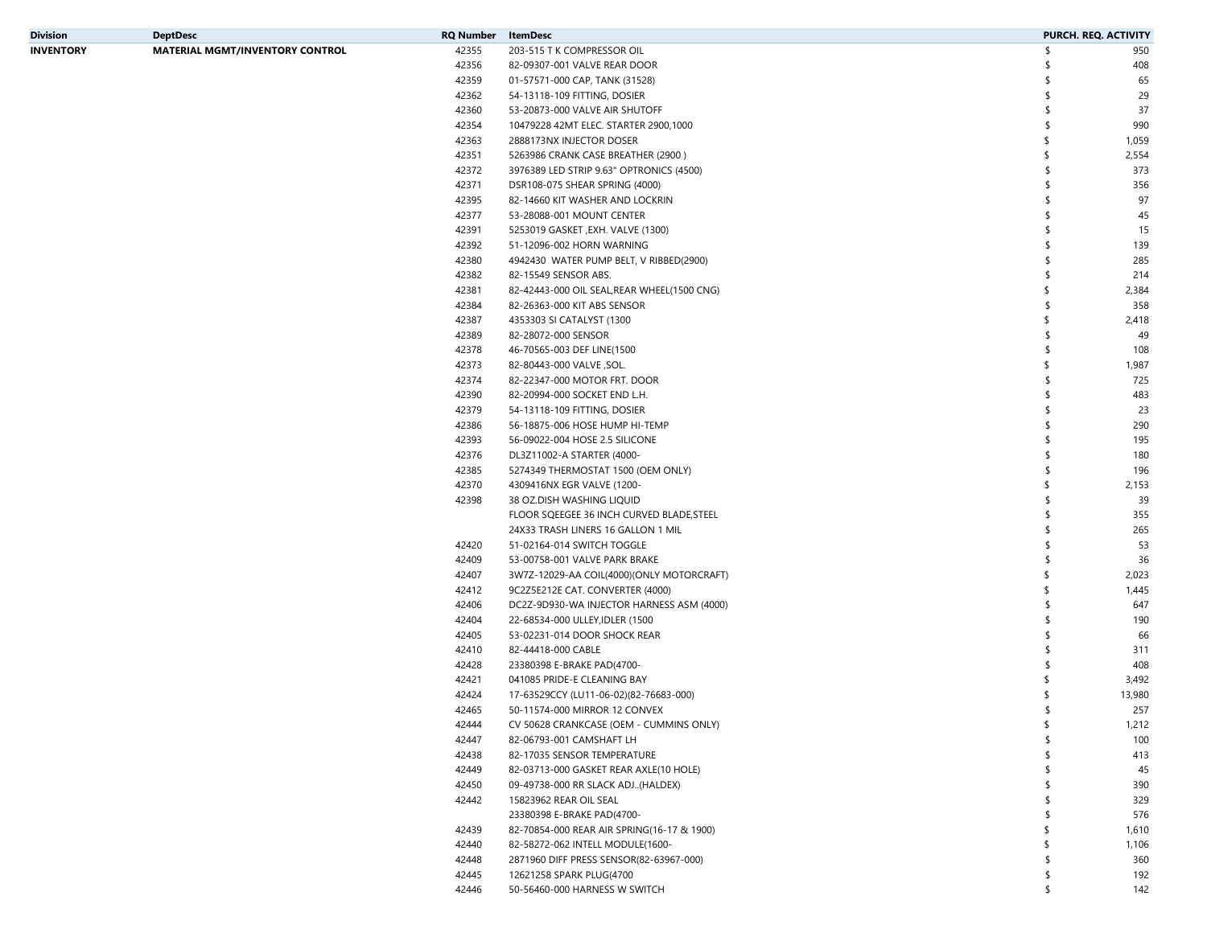| Division | DeptDesc | RQ Number | ItemDesc | PURCH. REQ. ACTIVITY |
|---|---|---|---|---|
| INVENTORY | MATERIAL MGMT/INVENTORY CONTROL | 42355 | 203-515 T K COMPRESSOR OIL | $ 950 |
| | | 42356 | 82-09307-001 VALVE REAR DOOR | $ 408 |
| | | 42359 | 01-57571-000 CAP, TANK (31528) | $ 65 |
| | | 42362 | 54-13118-109 FITTING, DOSIER | $ 29 |
| | | 42360 | 53-20873-000 VALVE AIR SHUTOFF | $ 37 |
| | | 42354 | 10479228 42MT ELEC. STARTER 2900,1000 | $ 990 |
| | | 42363 | 2888173NX INJECTOR DOSER | $ 1,059 |
| | | 42351 | 5263986 CRANK CASE BREATHER (2900 ) | $ 2,554 |
| | | 42372 | 3976389 LED STRIP 9.63" OPTRONICS (4500) | $ 373 |
| | | 42371 | DSR108-075 SHEAR SPRING (4000) | $ 356 |
| | | 42395 | 82-14660 KIT WASHER AND LOCKRIN | $ 97 |
| | | 42377 | 53-28088-001 MOUNT CENTER | $ 45 |
| | | 42391 | 5253019 GASKET ,EXH. VALVE (1300) | $ 15 |
| | | 42392 | 51-12096-002 HORN WARNING | $ 139 |
| | | 42380 | 4942430 WATER PUMP BELT, V RIBBED(2900) | $ 285 |
| | | 42382 | 82-15549 SENSOR ABS. | $ 214 |
| | | 42381 | 82-42443-000 OIL SEAL,REAR WHEEL(1500 CNG) | $ 2,384 |
| | | 42384 | 82-26363-000 KIT ABS SENSOR | $ 358 |
| | | 42387 | 4353303 SI CATALYST (1300 | $ 2,418 |
| | | 42389 | 82-28072-000 SENSOR | $ 49 |
| | | 42378 | 46-70565-003 DEF LINE(1500 | $ 108 |
| | | 42373 | 82-80443-000 VALVE ,SOL. | $ 1,987 |
| | | 42374 | 82-22347-000 MOTOR FRT. DOOR | $ 725 |
| | | 42390 | 82-20994-000 SOCKET END L.H. | $ 483 |
| | | 42379 | 54-13118-109 FITTING, DOSIER | $ 23 |
| | | 42386 | 56-18875-006 HOSE HUMP HI-TEMP | $ 290 |
| | | 42393 | 56-09022-004 HOSE 2.5 SILICONE | $ 195 |
| | | 42376 | DL3Z11002-A STARTER (4000- | $ 180 |
| | | 42385 | 5274349 THERMOSTAT 1500 (OEM ONLY) | $ 196 |
| | | 42370 | 4309416NX EGR VALVE (1200- | $ 2,153 |
| | | 42398 | 38 OZ.DISH WASHING LIQUID | $ 39 |
| | | | FLOOR SQEEGEE 36 INCH CURVED BLADE,STEEL | $ 355 |
| | | | 24X33 TRASH LINERS 16 GALLON 1 MIL | $ 265 |
| | | 42420 | 51-02164-014 SWITCH TOGGLE | $ 53 |
| | | 42409 | 53-00758-001 VALVE PARK BRAKE | $ 36 |
| | | 42407 | 3W7Z-12029-AA COIL(4000)(ONLY MOTORCRAFT) | $ 2,023 |
| | | 42412 | 9C2Z5E212E CAT. CONVERTER (4000) | $ 1,445 |
| | | 42406 | DC2Z-9D930-WA INJECTOR HARNESS ASM (4000) | $ 647 |
| | | 42404 | 22-68534-000 ULLEY,IDLER (1500 | $ 190 |
| | | 42405 | 53-02231-014 DOOR SHOCK REAR | $ 66 |
| | | 42410 | 82-44418-000 CABLE | $ 311 |
| | | 42428 | 23380398 E-BRAKE PAD(4700- | $ 408 |
| | | 42421 | 041085 PRIDE-E CLEANING BAY | $ 3,492 |
| | | 42424 | 17-63529CCY (LU11-06-02)(82-76683-000) | $ 13,980 |
| | | 42465 | 50-11574-000 MIRROR 12 CONVEX | $ 257 |
| | | 42444 | CV 50628 CRANKCASE (OEM - CUMMINS ONLY) | $ 1,212 |
| | | 42447 | 82-06793-001 CAMSHAFT LH | $ 100 |
| | | 42438 | 82-17035 SENSOR TEMPERATURE | $ 413 |
| | | 42449 | 82-03713-000 GASKET REAR AXLE(10 HOLE) | $ 45 |
| | | 42450 | 09-49738-000 RR SLACK ADJ..(HALDEX) | $ 390 |
| | | 42442 | 15823962 REAR OIL SEAL | $ 329 |
| | | | 23380398 E-BRAKE PAD(4700- | $ 576 |
| | | 42439 | 82-70854-000 REAR AIR SPRING(16-17 & 1900) | $ 1,610 |
| | | 42440 | 82-58272-062 INTELL MODULE(1600- | $ 1,106 |
| | | 42448 | 2871960 DIFF PRESS SENSOR(82-63967-000) | $ 360 |
| | | 42445 | 12621258 SPARK PLUG(4700 | $ 192 |
| | | 42446 | 50-56460-000 HARNESS W SWITCH | $ 142 |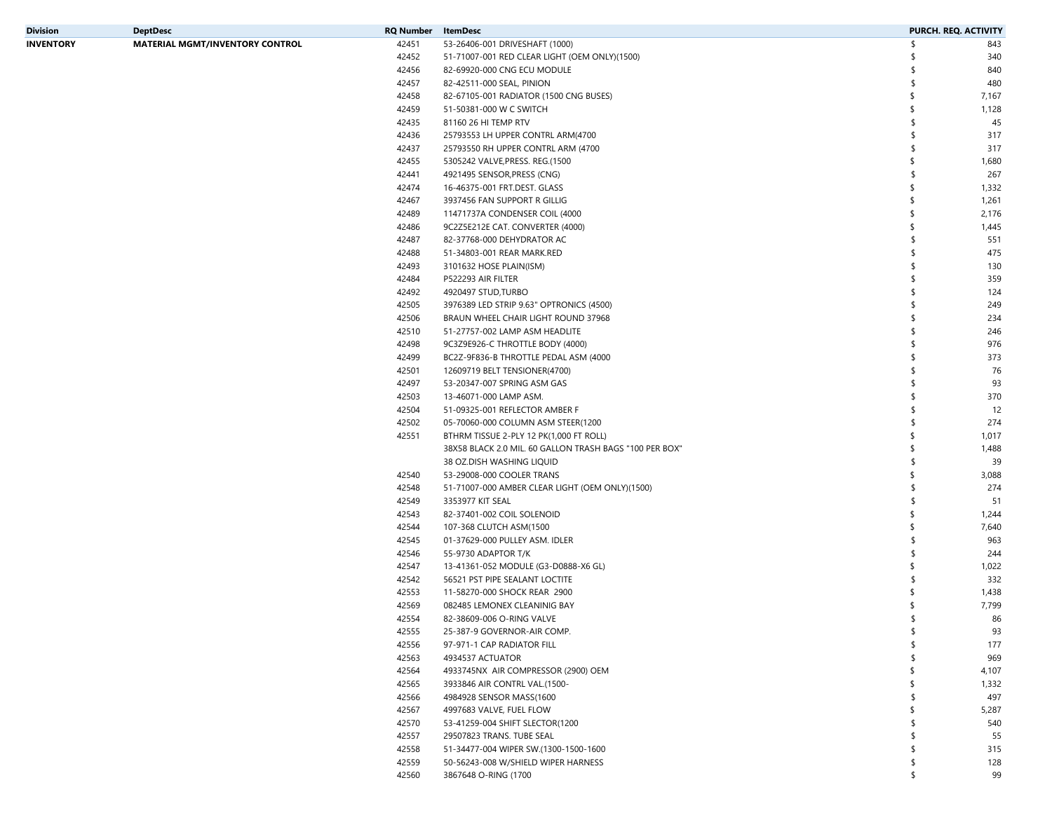| Division | DeptDesc | RQ Number | ItemDesc | PURCH. REQ. ACTIVITY |
|---|---|---|---|---|
| INVENTORY | MATERIAL MGMT/INVENTORY CONTROL | 42451 | 53-26406-001 DRIVESHAFT (1000) | $ 843 |
| | | 42452 | 51-71007-001 RED CLEAR LIGHT (OEM ONLY)(1500) | $ 340 |
| | | 42456 | 82-69920-000 CNG ECU MODULE | $ 840 |
| | | 42457 | 82-42511-000 SEAL, PINION | $ 480 |
| | | 42458 | 82-67105-001 RADIATOR (1500 CNG BUSES) | $ 7,167 |
| | | 42459 | 51-50381-000 W C SWITCH | $ 1,128 |
| | | 42435 | 81160 26 HI TEMP RTV | $ 45 |
| | | 42436 | 25793553 LH UPPER CONTRL ARM(4700 | $ 317 |
| | | 42437 | 25793550 RH UPPER CONTRL ARM (4700 | $ 317 |
| | | 42455 | 5305242 VALVE,PRESS. REG.(1500 | $ 1,680 |
| | | 42441 | 4921495 SENSOR,PRESS (CNG) | $ 267 |
| | | 42474 | 16-46375-001 FRT.DEST. GLASS | $ 1,332 |
| | | 42467 | 3937456 FAN SUPPORT R GILLIG | $ 1,261 |
| | | 42489 | 11471737A CONDENSER COIL (4000 | $ 2,176 |
| | | 42486 | 9C2Z5E212E CAT. CONVERTER (4000) | $ 1,445 |
| | | 42487 | 82-37768-000 DEHYDRATOR AC | $ 551 |
| | | 42488 | 51-34803-001 REAR MARK.RED | $ 475 |
| | | 42493 | 3101632 HOSE PLAIN(ISM) | $ 130 |
| | | 42484 | P522293 AIR FILTER | $ 359 |
| | | 42492 | 4920497 STUD,TURBO | $ 124 |
| | | 42505 | 3976389 LED STRIP 9.63" OPTRONICS (4500) | $ 249 |
| | | 42506 | BRAUN WHEEL CHAIR LIGHT ROUND 37968 | $ 234 |
| | | 42510 | 51-27757-002 LAMP ASM HEADLITE | $ 246 |
| | | 42498 | 9C3Z9E926-C THROTTLE BODY (4000) | $ 976 |
| | | 42499 | BC2Z-9F836-B THROTTLE PEDAL ASM (4000 | $ 373 |
| | | 42501 | 12609719 BELT TENSIONER(4700) | $ 76 |
| | | 42497 | 53-20347-007 SPRING ASM GAS | $ 93 |
| | | 42503 | 13-46071-000 LAMP ASM. | $ 370 |
| | | 42504 | 51-09325-001 REFLECTOR AMBER F | $ 12 |
| | | 42502 | 05-70060-000 COLUMN ASM STEER(1200 | $ 274 |
| | | 42551 | BTHRM TISSUE 2-PLY 12 PK(1,000 FT ROLL) | $ 1,017 |
| | | | 38X58 BLACK 2.0 MIL. 60 GALLON TRASH BAGS "100 PER BOX" | $ 1,488 |
| | | | 38 OZ.DISH WASHING LIQUID | $ 39 |
| | | 42540 | 53-29008-000 COOLER TRANS | $ 3,088 |
| | | 42548 | 51-71007-000 AMBER CLEAR LIGHT (OEM ONLY)(1500) | $ 274 |
| | | 42549 | 3353977 KIT SEAL | $ 51 |
| | | 42543 | 82-37401-002 COIL SOLENOID | $ 1,244 |
| | | 42544 | 107-368 CLUTCH ASM(1500 | $ 7,640 |
| | | 42545 | 01-37629-000 PULLEY ASM. IDLER | $ 963 |
| | | 42546 | 55-9730 ADAPTOR T/K | $ 244 |
| | | 42547 | 13-41361-052 MODULE (G3-D0888-X6 GL) | $ 1,022 |
| | | 42542 | 56521 PST PIPE SEALANT LOCTITE | $ 332 |
| | | 42553 | 11-58270-000 SHOCK REAR 2900 | $ 1,438 |
| | | 42569 | 082485 LEMONEX CLEANINIG BAY | $ 7,799 |
| | | 42554 | 82-38609-006 O-RING VALVE | $ 86 |
| | | 42555 | 25-387-9 GOVERNOR-AIR COMP. | $ 93 |
| | | 42556 | 97-971-1 CAP RADIATOR FILL | $ 177 |
| | | 42563 | 4934537 ACTUATOR | $ 969 |
| | | 42564 | 4933745NX AIR COMPRESSOR (2900) OEM | $ 4,107 |
| | | 42565 | 3933846 AIR CONTRL VAL.(1500- | $ 1,332 |
| | | 42566 | 4984928 SENSOR MASS(1600 | $ 497 |
| | | 42567 | 4997683 VALVE, FUEL FLOW | $ 5,287 |
| | | 42570 | 53-41259-004 SHIFT SLECTOR(1200 | $ 540 |
| | | 42557 | 29507823 TRANS. TUBE SEAL | $ 55 |
| | | 42558 | 51-34477-004 WIPER SW.(1300-1500-1600 | $ 315 |
| | | 42559 | 50-56243-008 W/SHIELD WIPER HARNESS | $ 128 |
| | | 42560 | 3867648 O-RING (1700 | $ 99 |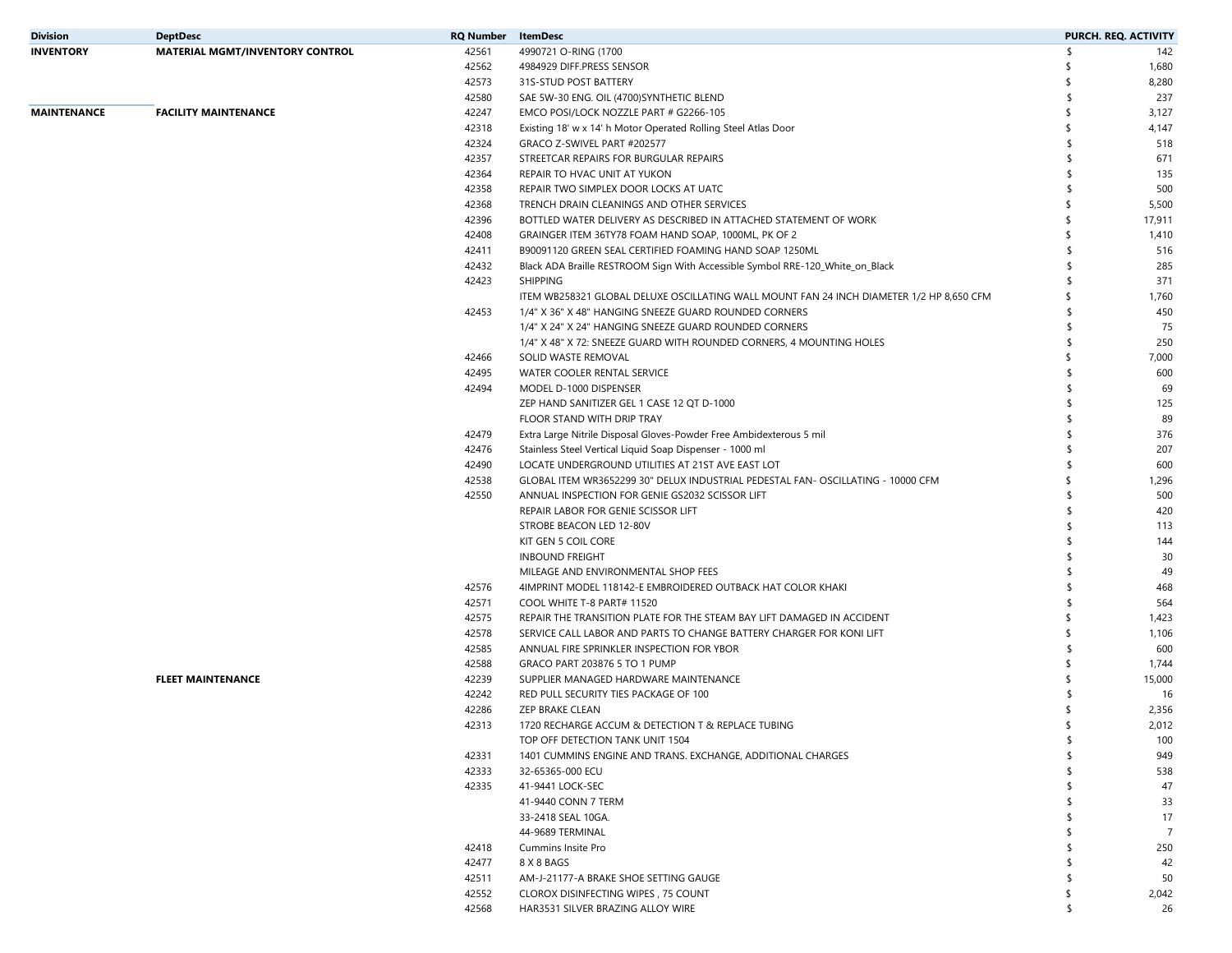| Division | DeptDesc | RQ Number | ItemDesc | PURCH. REQ. ACTIVITY |
|---|---|---|---|---|
| INVENTORY | MATERIAL MGMT/INVENTORY CONTROL | 42561 | 4990721 O-RING (1700 | $ 142 |
| | | 42562 | 4984929 DIFF.PRESS SENSOR | $ 1,680 |
| | | 42573 | 31S-STUD POST BATTERY | $ 8,280 |
| | | 42580 | SAE 5W-30 ENG. OIL (4700)SYNTHETIC BLEND | $ 237 |
| MAINTENANCE | FACILITY MAINTENANCE | 42247 | EMCO POSI/LOCK NOZZLE PART # G2266-105 | $ 3,127 |
| | | 42318 | Existing 18' w x 14' h Motor Operated Rolling Steel Atlas Door | $ 4,147 |
| | | 42324 | GRACO Z-SWIVEL PART #202577 | $ 518 |
| | | 42357 | STREETCAR REPAIRS FOR BURGULAR REPAIRS | $ 671 |
| | | 42364 | REPAIR TO HVAC UNIT AT YUKON | $ 135 |
| | | 42358 | REPAIR TWO SIMPLEX DOOR LOCKS AT UATC | $ 500 |
| | | 42368 | TRENCH DRAIN CLEANINGS AND OTHER SERVICES | $ 5,500 |
| | | 42396 | BOTTLED WATER DELIVERY AS DESCRIBED IN ATTACHED STATEMENT OF WORK | $ 17,911 |
| | | 42408 | GRAINGER ITEM 36TY78 FOAM HAND SOAP, 1000ML, PK OF 2 | $ 1,410 |
| | | 42411 | B90091120 GREEN SEAL CERTIFIED FOAMING HAND SOAP 1250ML | $ 516 |
| | | 42432 | Black ADA Braille RESTROOM Sign With Accessible Symbol RRE-120_White_on_Black | $ 285 |
| | | 42423 | SHIPPING | $ 371 |
| | | | ITEM WB258321 GLOBAL DELUXE OSCILLATING WALL MOUNT FAN 24 INCH DIAMETER 1/2 HP 8,650 CFM | $ 1,760 |
| | | 42453 | 1/4" X 36" X 48" HANGING SNEEZE GUARD ROUNDED CORNERS | $ 450 |
| | | | 1/4" X 24" X 24" HANGING SNEEZE GUARD ROUNDED CORNERS | $ 75 |
| | | | 1/4" X 48" X 72: SNEEZE GUARD WITH ROUNDED CORNERS, 4 MOUNTING HOLES | $ 250 |
| | | 42466 | SOLID WASTE REMOVAL | $ 7,000 |
| | | 42495 | WATER COOLER RENTAL SERVICE | $ 600 |
| | | 42494 | MODEL D-1000 DISPENSER | $ 69 |
| | | | ZEP HAND SANITIZER GEL 1 CASE 12 QT D-1000 | $ 125 |
| | | | FLOOR STAND WITH DRIP TRAY | $ 89 |
| | | 42479 | Extra Large Nitrile Disposal Gloves-Powder Free Ambidexterous 5 mil | $ 376 |
| | | 42476 | Stainless Steel Vertical Liquid Soap Dispenser - 1000 ml | $ 207 |
| | | 42490 | LOCATE UNDERGROUND UTILITIES AT 21ST AVE EAST LOT | $ 600 |
| | | 42538 | GLOBAL ITEM WR3652299 30" DELUX INDUSTRIAL PEDESTAL FAN- OSCILLATING - 10000 CFM | $ 1,296 |
| | | 42550 | ANNUAL INSPECTION FOR GENIE GS2032 SCISSOR LIFT | $ 500 |
| | | | REPAIR LABOR FOR GENIE SCISSOR LIFT | $ 420 |
| | | | STROBE BEACON LED 12-80V | $ 113 |
| | | | KIT GEN 5 COIL CORE | $ 144 |
| | | | INBOUND FREIGHT | $ 30 |
| | | | MILEAGE AND ENVIRONMENTAL SHOP FEES | $ 49 |
| | | 42576 | 4IMPRINT MODEL 118142-E EMBROIDERED OUTBACK HAT COLOR KHAKI | $ 468 |
| | | 42571 | COOL WHITE T-8 PART# 11520 | $ 564 |
| | | 42575 | REPAIR THE TRANSITION PLATE FOR THE STEAM BAY LIFT DAMAGED IN ACCIDENT | $ 1,423 |
| | | 42578 | SERVICE CALL LABOR AND PARTS TO CHANGE BATTERY CHARGER FOR KONI LIFT | $ 1,106 |
| | | 42585 | ANNUAL FIRE SPRINKLER INSPECTION FOR YBOR | $ 600 |
| | | 42588 | GRACO PART 203876 5 TO 1 PUMP | $ 1,744 |
| | FLEET MAINTENANCE | 42239 | SUPPLIER MANAGED HARDWARE MAINTENANCE | $ 15,000 |
| | | 42242 | RED PULL SECURITY TIES PACKAGE OF 100 | $ 16 |
| | | 42286 | ZEP BRAKE CLEAN | $ 2,356 |
| | | 42313 | 1720 RECHARGE ACCUM & DETECTION T & REPLACE TUBING | $ 2,012 |
| | | | TOP OFF DETECTION TANK UNIT 1504 | $ 100 |
| | | 42331 | 1401 CUMMINS ENGINE AND TRANS. EXCHANGE, ADDITIONAL CHARGES | $ 949 |
| | | 42333 | 32-65365-000 ECU | $ 538 |
| | | 42335 | 41-9441 LOCK-SEC | $ 47 |
| | | | 41-9440 CONN 7 TERM | $ 33 |
| | | | 33-2418 SEAL 10GA. | $ 17 |
| | | | 44-9689 TERMINAL | $ 7 |
| | | 42418 | Cummins Insite Pro | $ 250 |
| | | 42477 | 8 X 8 BAGS | $ 42 |
| | | 42511 | AM-J-21177-A BRAKE SHOE SETTING GAUGE | $ 50 |
| | | 42552 | CLOROX DISINFECTING WIPES , 75 COUNT | $ 2,042 |
| | | 42568 | HAR3531 SILVER BRAZING ALLOY WIRE | $ 26 |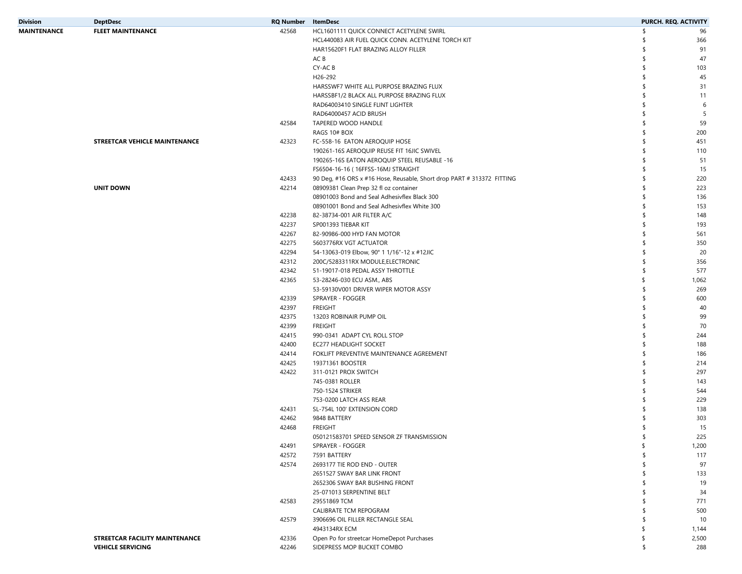| Division | DeptDesc | RQ Number | ItemDesc | PURCH. REQ. ACTIVITY |
|---|---|---|---|---|
| MAINTENANCE | FLEET MAINTENANCE | 42568 | HCL1601111 QUICK CONNECT ACETYLENE SWIRL | $ 96 |
| | | | HCL440083 AIR FUEL QUICK CONN. ACETYLENE TORCH KIT | $ 366 |
| | | | HAR15620F1 FLAT BRAZING ALLOY FILLER | $ 91 |
| | | | AC B | $ 47 |
| | | | CY-AC B | $ 103 |
| | | | H26-292 | $ 45 |
| | | | HARSSWF7 WHITE ALL PURPOSE BRAZING FLUX | $ 31 |
| | | | HARSSBF1/2 BLACK ALL PURPOSE BRAZING FLUX | $ 11 |
| | | | RAD64003410 SINGLE FLINT LIGHTER | $ 6 |
| | | | RAD64000457 ACID BRUSH | $ 5 |
| | | 42584 | TAPERED WOOD HANDLE | $ 59 |
| | | | RAGS 10# BOX | $ 200 |
| | STREETCAR VEHICLE MAINTENANCE | 42323 | FC-558-16 EATON AEROQUIP HOSE | $ 451 |
| | | | 190261-16S AEROQUIP REUSE FIT 16JIC SWIVEL | $ 110 |
| | | | 190265-16S EATON AEROQUIP STEEL REUSABLE -16 | $ 51 |
| | | | FS6504-16-16 ( 16FFSS-16MJ STRAIGHT | $ 15 |
| | | 42433 | 90 Deg, #16 ORS x #16 Hose, Reusable, Short drop PART # 313372 FITTING | $ 220 |
| | UNIT DOWN | 42214 | 08909381 Clean Prep 32 fl oz container | $ 223 |
| | | | 08901003 Bond and Seal Adhesivflex Black 300 | $ 136 |
| | | | 08901001 Bond and Seal Adhesivflex White 300 | $ 153 |
| | | 42238 | 82-38734-001 AIR FILTER A/C | $ 148 |
| | | 42237 | SP001393 TIEBAR KIT | $ 193 |
| | | 42267 | 82-90986-000 HYD FAN MOTOR | $ 561 |
| | | 42275 | 5603776RX VGT ACTUATOR | $ 350 |
| | | 42294 | 54-13063-019 Elbow, 90° 1 1/16"-12 x #12JIC | $ 20 |
| | | 42312 | 200C/5283311RX MODULE,ELECTRONIC | $ 356 |
| | | 42342 | 51-19017-018 PEDAL ASSY THROTTLE | $ 577 |
| | | 42365 | 53-28246-030 ECU ASM., ABS | $ 1,062 |
| | | | 53-59130V001 DRIVER WIPER MOTOR ASSY | $ 269 |
| | | 42339 | SPRAYER - FOGGER | $ 600 |
| | | 42397 | FREIGHT | $ 40 |
| | | 42375 | 13203 ROBINAIR PUMP OIL | $ 99 |
| | | 42399 | FREIGHT | $ 70 |
| | | 42415 | 990-0341 ADAPT CYL ROLL STOP | $ 244 |
| | | 42400 | EC277 HEADLIGHT SOCKET | $ 188 |
| | | 42414 | FOKLIFT PREVENTIVE MAINTENANCE AGREEMENT | $ 186 |
| | | 42425 | 19371361 BOOSTER | $ 214 |
| | | 42422 | 311-0121 PROX SWITCH | $ 297 |
| | | | 745-0381 ROLLER | $ 143 |
| | | | 750-1524 STRIKER | $ 544 |
| | | | 753-0200 LATCH ASS REAR | $ 229 |
| | | 42431 | SL-754L 100' EXTENSION CORD | $ 138 |
| | | 42462 | 9848 BATTERY | $ 303 |
| | | 42468 | FREIGHT | $ 15 |
| | | | 050121583701 SPEED SENSOR ZF TRANSMISSION | $ 225 |
| | | 42491 | SPRAYER - FOGGER | $ 1,200 |
| | | 42572 | 7591 BATTERY | $ 117 |
| | | 42574 | 2693177 TIE ROD END - OUTER | $ 97 |
| | | | 2651527 SWAY BAR LINK FRONT | $ 133 |
| | | | 2652306 SWAY BAR BUSHING FRONT | $ 19 |
| | | | 25-071013 SERPENTINE BELT | $ 34 |
| | | 42583 | 29551869 TCM | $ 771 |
| | | | CALIBRATE TCM REPOGRAM | $ 500 |
| | | 42579 | 3906696 OIL FILLER RECTANGLE SEAL | $ 10 |
| | | | 4943134RX ECM | $ 1,144 |
| | STREETCAR FACILITY MAINTENANCE | 42336 | Open Po for streetcar HomeDepot Purchases | $ 2,500 |
| | VEHICLE SERVICING | 42246 | SIDEPRESS MOP BUCKET COMBO | $ 288 |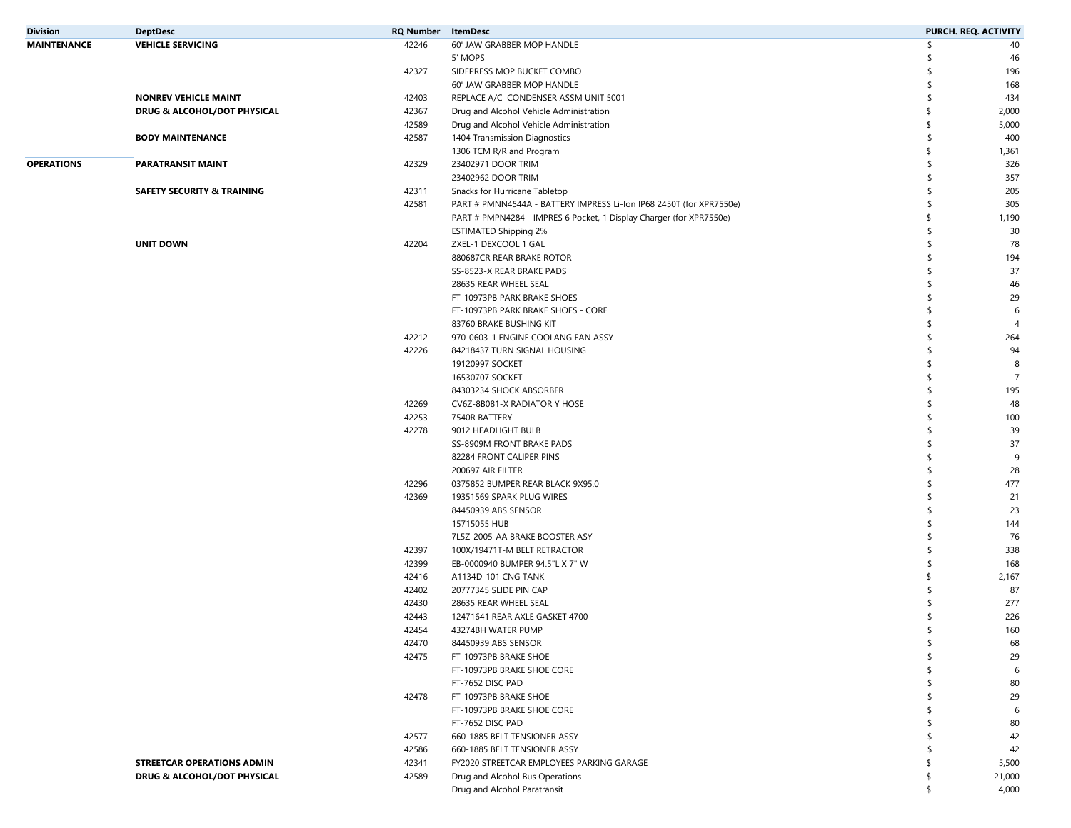| Division | DeptDesc | RQ Number | ItemDesc | PURCH. REQ. ACTIVITY |
|---|---|---|---|---|
| MAINTENANCE | VEHICLE SERVICING | 42246 | 60' JAW GRABBER MOP HANDLE | $ 40 |
| | | | 5' MOPS | $ 46 |
| | | 42327 | SIDEPRESS MOP BUCKET COMBO | $ 196 |
| | | | 60' JAW GRABBER MOP HANDLE | $ 168 |
| | NONREV VEHICLE MAINT | 42403 | REPLACE A/C CONDENSER ASSM UNIT 5001 | $ 434 |
| | DRUG & ALCOHOL/DOT PHYSICAL | 42367 | Drug and Alcohol Vehicle Administration | $ 2,000 |
| | | 42589 | Drug and Alcohol Vehicle Administration | $ 5,000 |
| | BODY MAINTENANCE | 42587 | 1404 Transmission Diagnostics | $ 400 |
| | | | 1306 TCM R/R and Program | $ 1,361 |
| OPERATIONS | PARATRANSIT MAINT | 42329 | 23402971 DOOR TRIM | $ 326 |
| | | | 23402962 DOOR TRIM | $ 357 |
| | SAFETY SECURITY & TRAINING | 42311 | Snacks for Hurricane Tabletop | $ 205 |
| | | 42581 | PART # PMNN4544A - BATTERY IMPRESS Li-Ion IP68 2450T (for XPR7550e) | $ 305 |
| | | | PART # PMPN4284 - IMPRES 6 Pocket, 1 Display Charger (for XPR7550e) | $ 1,190 |
| | | | ESTIMATED Shipping 2% | $ 30 |
| | UNIT DOWN | 42204 | ZXEL-1 DEXCOOL 1 GAL | $ 78 |
| | | | 880687CR REAR BRAKE ROTOR | $ 194 |
| | | | SS-8523-X REAR BRAKE PADS | $ 37 |
| | | | 28635 REAR WHEEL SEAL | $ 46 |
| | | | FT-10973PB PARK BRAKE SHOES | $ 29 |
| | | | FT-10973PB PARK BRAKE SHOES - CORE | $ 6 |
| | | | 83760 BRAKE BUSHING KIT | $ 4 |
| | | 42212 | 970-0603-1 ENGINE COOLANG FAN ASSY | $ 264 |
| | | 42226 | 84218437 TURN SIGNAL HOUSING | $ 94 |
| | | | 19120997 SOCKET | $ 8 |
| | | | 16530707 SOCKET | $ 7 |
| | | | 84303234 SHOCK ABSORBER | $ 195 |
| | | 42269 | CV6Z-8B081-X RADIATOR Y HOSE | $ 48 |
| | | 42253 | 7540R BATTERY | $ 100 |
| | | 42278 | 9012 HEADLIGHT BULB | $ 39 |
| | | | SS-8909M FRONT BRAKE PADS | $ 37 |
| | | | 82284 FRONT CALIPER PINS | $ 9 |
| | | | 200697 AIR FILTER | $ 28 |
| | | 42296 | 0375852 BUMPER REAR BLACK 9X95.0 | $ 477 |
| | | 42369 | 19351569 SPARK PLUG WIRES | $ 21 |
| | | | 84450939 ABS SENSOR | $ 23 |
| | | | 15715055 HUB | $ 144 |
| | | | 7L5Z-2005-AA BRAKE BOOSTER ASY | $ 76 |
| | | 42397 | 100X/19471T-M BELT RETRACTOR | $ 338 |
| | | 42399 | EB-0000940 BUMPER 94.5"L X 7" W | $ 168 |
| | | 42416 | A1134D-101 CNG TANK | $ 2,167 |
| | | 42402 | 20777345 SLIDE PIN CAP | $ 87 |
| | | 42430 | 28635 REAR WHEEL SEAL | $ 277 |
| | | 42443 | 12471641 REAR AXLE GASKET 4700 | $ 226 |
| | | 42454 | 43274BH WATER PUMP | $ 160 |
| | | 42470 | 84450939 ABS SENSOR | $ 68 |
| | | 42475 | FT-10973PB BRAKE SHOE | $ 29 |
| | | | FT-10973PB BRAKE SHOE CORE | $ 6 |
| | | | FT-7652 DISC PAD | $ 80 |
| | | 42478 | FT-10973PB BRAKE SHOE | $ 29 |
| | | | FT-10973PB BRAKE SHOE CORE | $ 6 |
| | | | FT-7652 DISC PAD | $ 80 |
| | | 42577 | 660-1885 BELT TENSIONER ASSY | $ 42 |
| | | 42586 | 660-1885 BELT TENSIONER ASSY | $ 42 |
| | STREETCAR OPERATIONS ADMIN | 42341 | FY2020 STREETCAR EMPLOYEES PARKING GARAGE | $ 5,500 |
| | DRUG & ALCOHOL/DOT PHYSICAL | 42589 | Drug and Alcohol Bus Operations | $ 21,000 |
| | | | Drug and Alcohol Paratransit | $ 4,000 |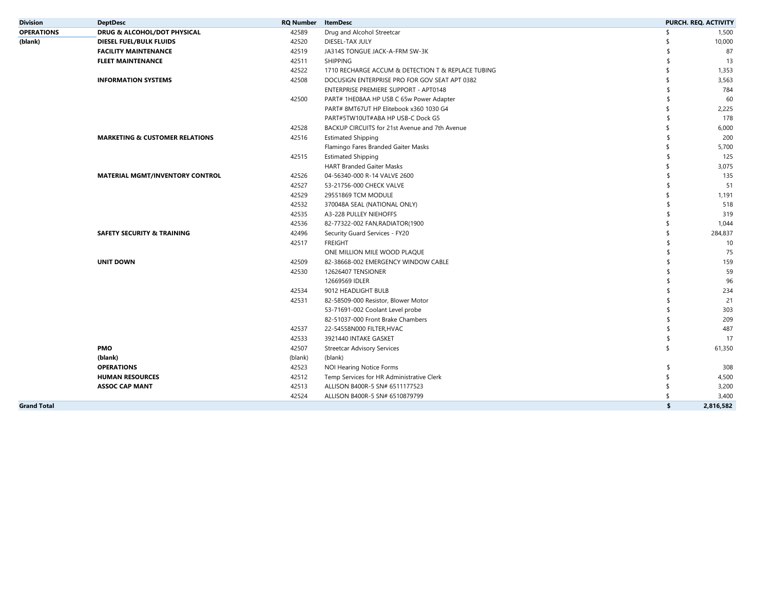| Division | DeptDesc | RQ Number | ItemDesc | PURCH. REQ. ACTIVITY |
|---|---|---|---|---|
| **OPERATIONS** | **DRUG & ALCOHOL/DOT PHYSICAL** | 42589 | Drug and Alcohol Streetcar | $ 1,500 |
| **(blank)** | **DIESEL FUEL/BULK FLUIDS** | 42520 | DIESEL-TAX JULY | $ 10,000 |
| | **FACILITY MAINTENANCE** | 42519 | JA314S TONGUE JACK-A-FRM SW-3K | $ 87 |
| | **FLEET MAINTENANCE** | 42511 | SHIPPING | $ 13 |
| | | 42522 | 1710 RECHARGE ACCUM & DETECTION T & REPLACE TUBING | $ 1,353 |
| | **INFORMATION SYSTEMS** | 42508 | DOCUSIGN ENTERPRISE PRO FOR GOV SEAT APT 0382 | $ 3,563 |
| | | | ENTERPRISE PREMIERE SUPPORT - APT0148 | $ 784 |
| | | 42500 | PART# 1HE08AA HP USB C 65w Power Adapter | $ 60 |
| | | | PART# 8MT67UT HP Elitebook x360 1030 G4 | $ 2,225 |
| | | | PART#5TW10UT#ABA HP USB-C Dock G5 | $ 178 |
| | | 42528 | BACKUP CIRCUITS for 21st Avenue and 7th Avenue | $ 6,000 |
| | **MARKETING & CUSTOMER RELATIONS** | 42516 | Estimated Shipping | $ 200 |
| | | | Flamingo Fares Branded Gaiter Masks | $ 5,700 |
| | | 42515 | Estimated Shipping | $ 125 |
| | | | HART Branded Gaiter Masks | $ 3,075 |
| | **MATERIAL MGMT/INVENTORY CONTROL** | 42526 | 04-56340-000 R-14 VALVE 2600 | $ 135 |
| | | 42527 | 53-21756-000 CHECK VALVE | $ 51 |
| | | 42529 | 29551869 TCM MODULE | $ 1,191 |
| | | 42532 | 370048A SEAL (NATIONAL ONLY) | $ 518 |
| | | 42535 | A3-228 PULLEY NIEHOFFS | $ 319 |
| | | 42536 | 82-77322-002 FAN,RADIATOR(1900 | $ 1,044 |
| | **SAFETY SECURITY & TRAINING** | 42496 | Security Guard Services - FY20 | $ 284,837 |
| | | 42517 | FREIGHT | $ 10 |
| | | | ONE MILLION MILE WOOD PLAQUE | $ 75 |
| | **UNIT DOWN** | 42509 | 82-38668-002 EMERGENCY WINDOW CABLE | $ 159 |
| | | 42530 | 12626407 TENSIONER | $ 59 |
| | | | 12669569 IDLER | $ 96 |
| | | 42534 | 9012 HEADLIGHT BULB | $ 234 |
| | | 42531 | 82-58509-000 Resistor, Blower Motor | $ 21 |
| | | | 53-71691-002 Coolant Level probe | $ 303 |
| | | | 82-51037-000 Front Brake Chambers | $ 209 |
| | | 42537 | 22-54558N000 FILTER,HVAC | $ 487 |
| | | 42533 | 3921440 INTAKE GASKET | $ 17 |
| | **PMO** | 42507 | Streetcar Advisory Services | $ 61,350 |
| | **(blank)** | (blank) | (blank) | |
| | **OPERATIONS** | 42523 | NOI Hearing Notice Forms | $ 308 |
| | **HUMAN RESOURCES** | 42512 | Temp Services for HR Administrative Clerk | $ 4,500 |
| | **ASSOC CAP MANT** | 42513 | ALLISON B400R-5 SN# 6511177523 | $ 3,200 |
| | | 42524 | ALLISON B400R-5 SN# 6510879799 | $ 3,400 |
| **Grand Total** | | | | **$ 2,816,582** |